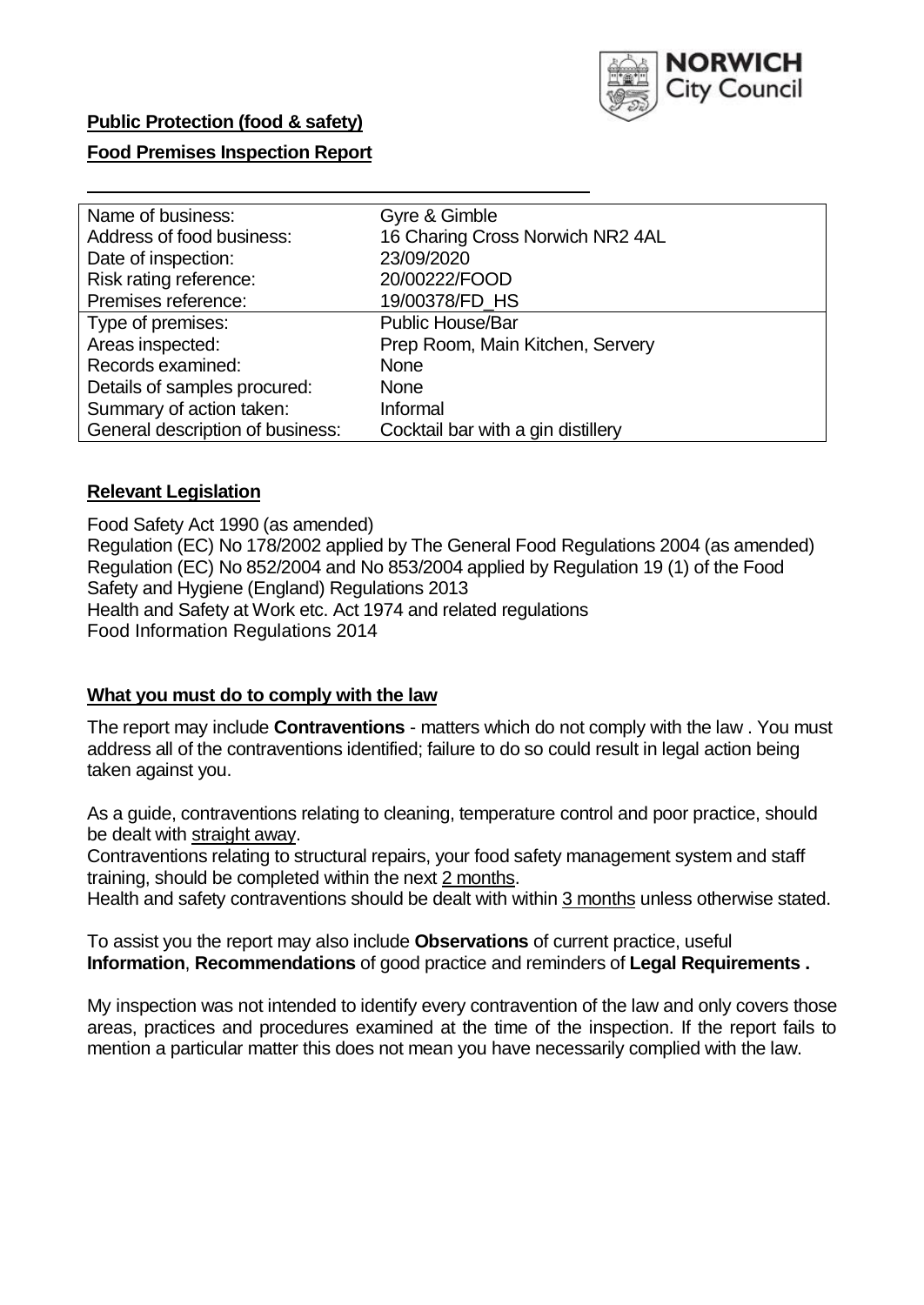**Public Protection (food & safety)**

**Food Premises Inspection Report**

| | |
|---|---|
| Name of business: | Gyre & Gimble |
| Address of food business: | 16 Charing Cross Norwich NR2 4AL |
| Date of inspection: | 23/09/2020 |
| Risk rating reference: | 20/00222/FOOD |
| Premises reference: | 19/00378/FD_HS |
| Type of premises: | Public House/Bar |
| Areas inspected: | Prep Room, Main Kitchen, Servery |
| Records examined: | None |
| Details of samples procured: | None |
| Summary of action taken: | Informal |
| General description of business: | Cocktail bar with a gin distillery |

## Relevant Legislation

Food Safety Act 1990 (as amended)
Regulation (EC) No 178/2002 applied by The General Food Regulations 2004 (as amended)
Regulation (EC) No 852/2004 and No 853/2004 applied by Regulation 19 (1) of the Food Safety and Hygiene (England) Regulations 2013
Health and Safety at Work etc. Act 1974 and related regulations
Food Information Regulations 2014

## What you must do to comply with the law

The report may include **Contraventions** - matters which do not comply with the law . You must address all of the contraventions identified; failure to do so could result in legal action being taken against you.

As a guide, contraventions relating to cleaning, temperature control and poor practice, should be dealt with straight away.

Contraventions relating to structural repairs, your food safety management system and staff training, should be completed within the next 2 months.

Health and safety contraventions should be dealt with within 3 months unless otherwise stated.

To assist you the report may also include **Observations** of current practice, useful **Information**, **Recommendations** of good practice and reminders of **Legal Requirements .**

My inspection was not intended to identify every contravention of the law and only covers those areas, practices and procedures examined at the time of the inspection. If the report fails to mention a particular matter this does not mean you have necessarily complied with the law.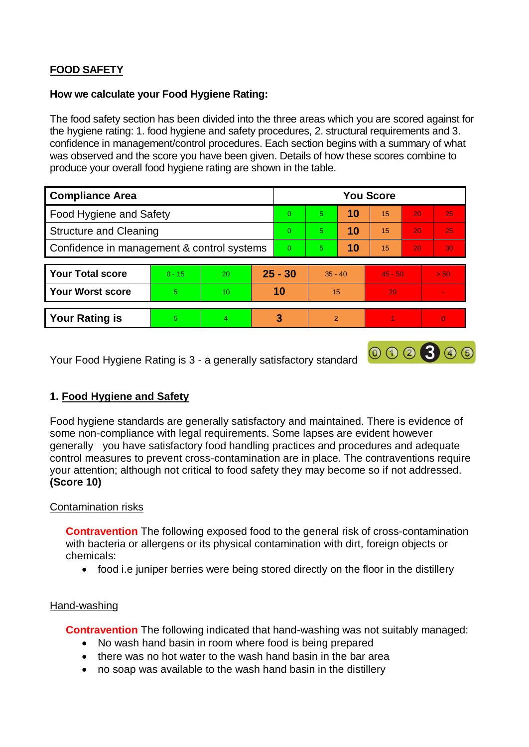**FOOD SAFETY**

**How we calculate your Food Hygiene Rating:**

The food safety section has been divided into the three areas which you are scored against for the hygiene rating: 1. food hygiene and safety procedures, 2. structural requirements and 3. confidence in management/control procedures. Each section begins with a summary of what was observed and the score you have been given. Details of how these scores combine to produce your overall food hygiene rating are shown in the table.

| Compliance Area | You Score | | | | | |
|---|---|---|---|---|---|---|
| Food Hygiene and Safety | 0 | 5 | **10** | 15 | 20 | 25 |
| Structure and Cleaning | 0 | 5 | **10** | 15 | 20 | 25 |
| Confidence in management & control systems | 0 | 5 | **10** | 15 | 20 | 30 |

| | | | | | | |
|---|---|---|---|---|---|---|
| **Your Total score** | 0 - 15 | 20 | **25 - 30** | 35 - 40 | 45 - 50 | > 50 |
| **Your Worst score** | 5 | 10 | **10** | 15 | 20 | - |
| **Your Rating is** | 5 | 4 | **3** | 2 | 1 | 0 |

Your Food Hygiene Rating is 3 - a generally satisfactory standard

## 1. Food Hygiene and Safety

Food hygiene standards are generally satisfactory and maintained. There is evidence of some non-compliance with legal requirements. Some lapses are evident however generally you have satisfactory food handling practices and procedures and adequate control measures to prevent cross-contamination are in place. The contraventions require your attention; although not critical to food safety they may become so if not addressed. **(Score 10)**

### Contamination risks

**Contravention** The following exposed food to the general risk of cross-contamination with bacteria or allergens or its physical contamination with dirt, foreign objects or chemicals:

- food i.e juniper berries were being stored directly on the floor in the distillery

### Hand-washing

**Contravention** The following indicated that hand-washing was not suitably managed:

- No wash hand basin in room where food is being prepared
- there was no hot water to the wash hand basin in the bar area
- no soap was available to the wash hand basin in the distillery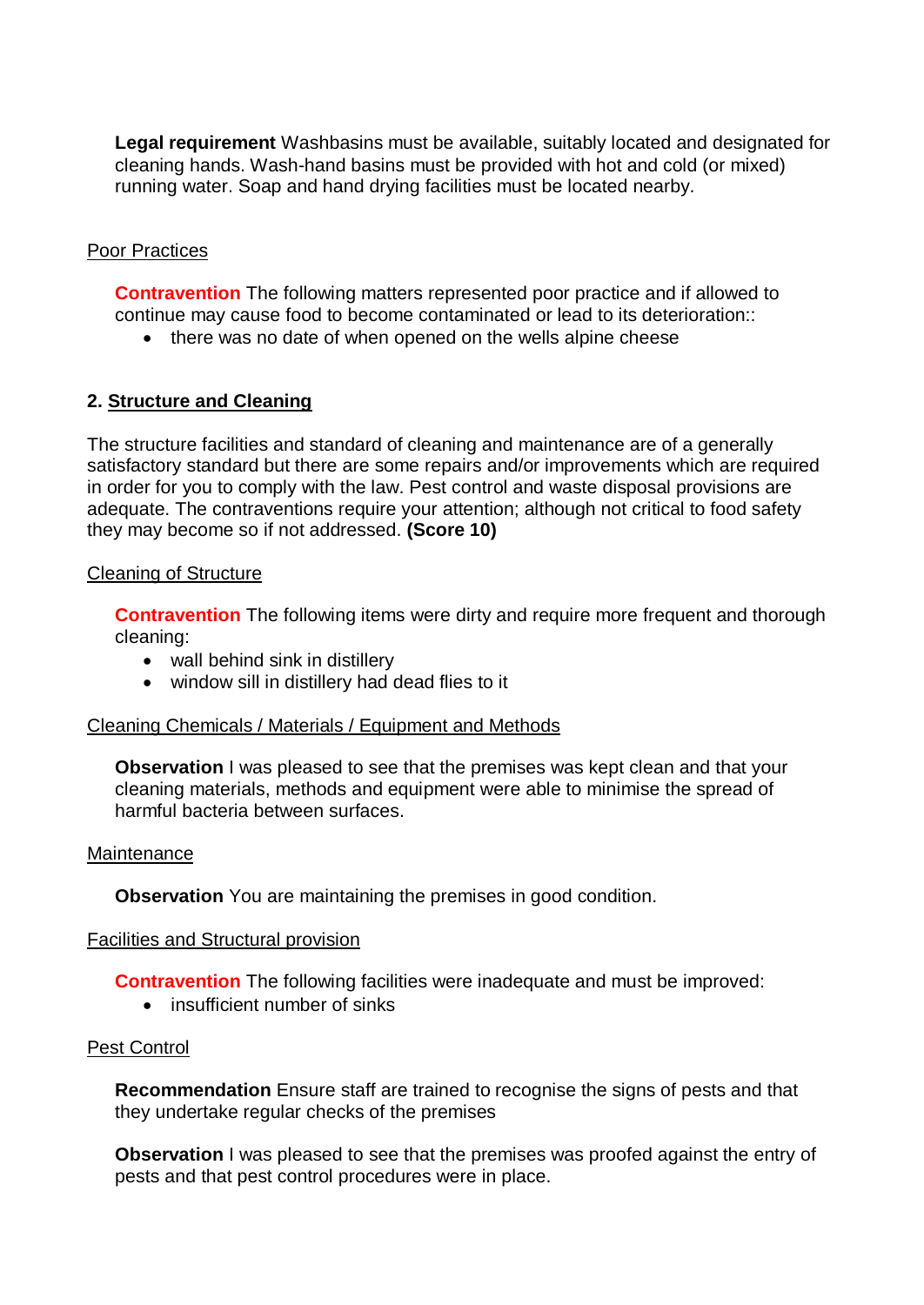**Legal requirement** Washbasins must be available, suitably located and designated for cleaning hands. Wash-hand basins must be provided with hot and cold (or mixed) running water. Soap and hand drying facilities must be located nearby.

Poor Practices

**Contravention** The following matters represented poor practice and if allowed to continue may cause food to become contaminated or lead to its deterioration::

- there was no date of when opened on the wells alpine cheese

## 2. Structure and Cleaning

The structure facilities and standard of cleaning and maintenance are of a generally satisfactory standard but there are some repairs and/or improvements which are required in order for you to comply with the law. Pest control and waste disposal provisions are adequate. The contraventions require your attention; although not critical to food safety they may become so if not addressed. **(Score 10)**

Cleaning of Structure

**Contravention** The following items were dirty and require more frequent and thorough cleaning:

- wall behind sink in distillery
- window sill in distillery had dead flies to it

Cleaning Chemicals / Materials / Equipment and Methods

**Observation** I was pleased to see that the premises was kept clean and that your cleaning materials, methods and equipment were able to minimise the spread of harmful bacteria between surfaces.

Maintenance

**Observation** You are maintaining the premises in good condition.

Facilities and Structural provision

**Contravention** The following facilities were inadequate and must be improved:

- insufficient number of sinks

Pest Control

**Recommendation** Ensure staff are trained to recognise the signs of pests and that they undertake regular checks of the premises

**Observation** I was pleased to see that the premises was proofed against the entry of pests and that pest control procedures were in place.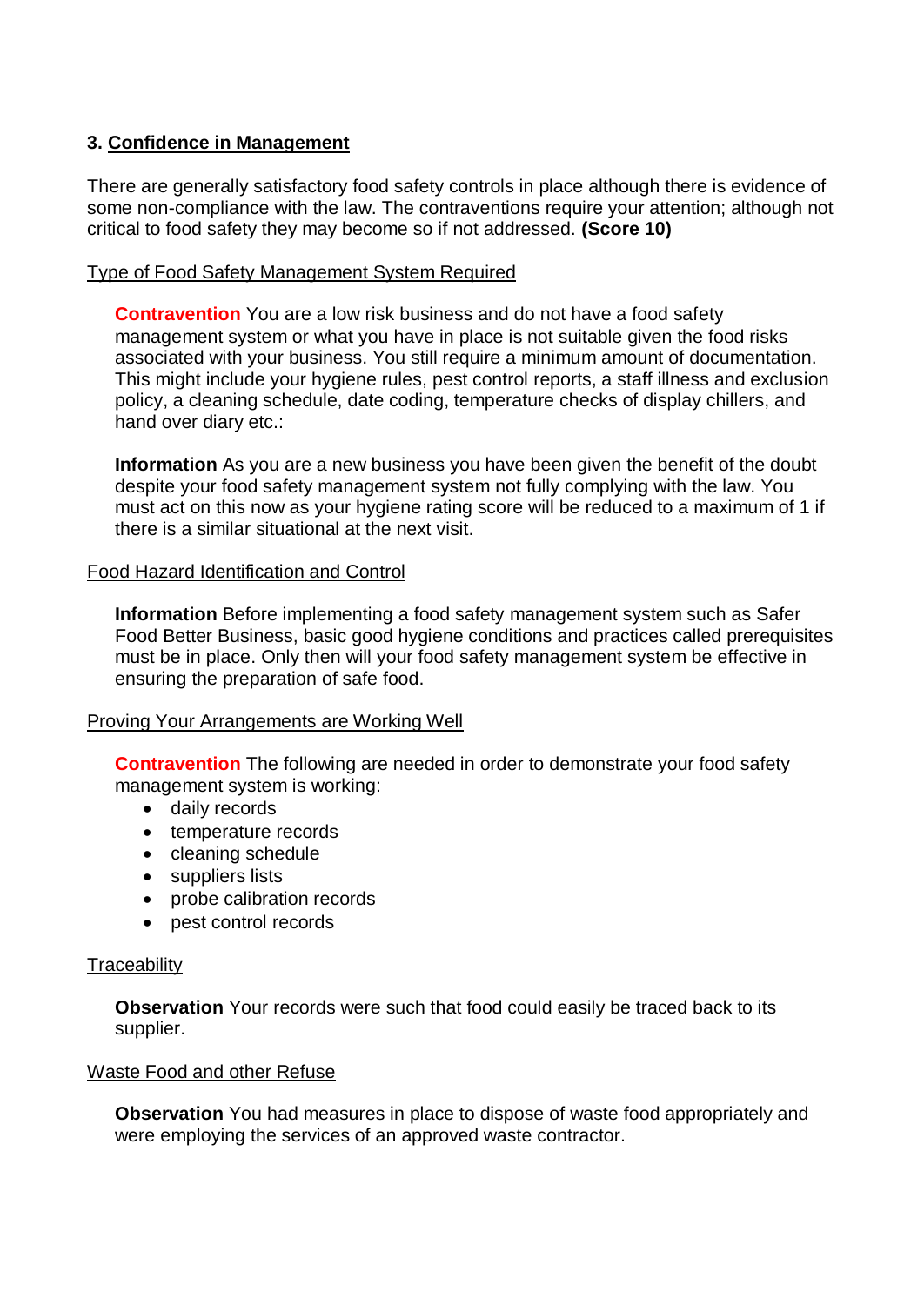### 3. Confidence in Management

There are generally satisfactory food safety controls in place although there is evidence of some non-compliance with the law. The contraventions require your attention; although not critical to food safety they may become so if not addressed. **(Score 10)**

Type of Food Safety Management System Required

**Contravention** You are a low risk business and do not have a food safety management system or what you have in place is not suitable given the food risks associated with your business. You still require a minimum amount of documentation. This might include your hygiene rules, pest control reports, a staff illness and exclusion policy, a cleaning schedule, date coding, temperature checks of display chillers, and hand over diary etc.:

**Information** As you are a new business you have been given the benefit of the doubt despite your food safety management system not fully complying with the law. You must act on this now as your hygiene rating score will be reduced to a maximum of 1 if there is a similar situational at the next visit.

Food Hazard Identification and Control

**Information** Before implementing a food safety management system such as Safer Food Better Business, basic good hygiene conditions and practices called prerequisites must be in place. Only then will your food safety management system be effective in ensuring the preparation of safe food.

Proving Your Arrangements are Working Well

**Contravention** The following are needed in order to demonstrate your food safety management system is working:

- daily records
- temperature records
- cleaning schedule
- suppliers lists
- probe calibration records
- pest control records

Traceability

**Observation** Your records were such that food could easily be traced back to its supplier.

Waste Food and other Refuse

**Observation** You had measures in place to dispose of waste food appropriately and were employing the services of an approved waste contractor.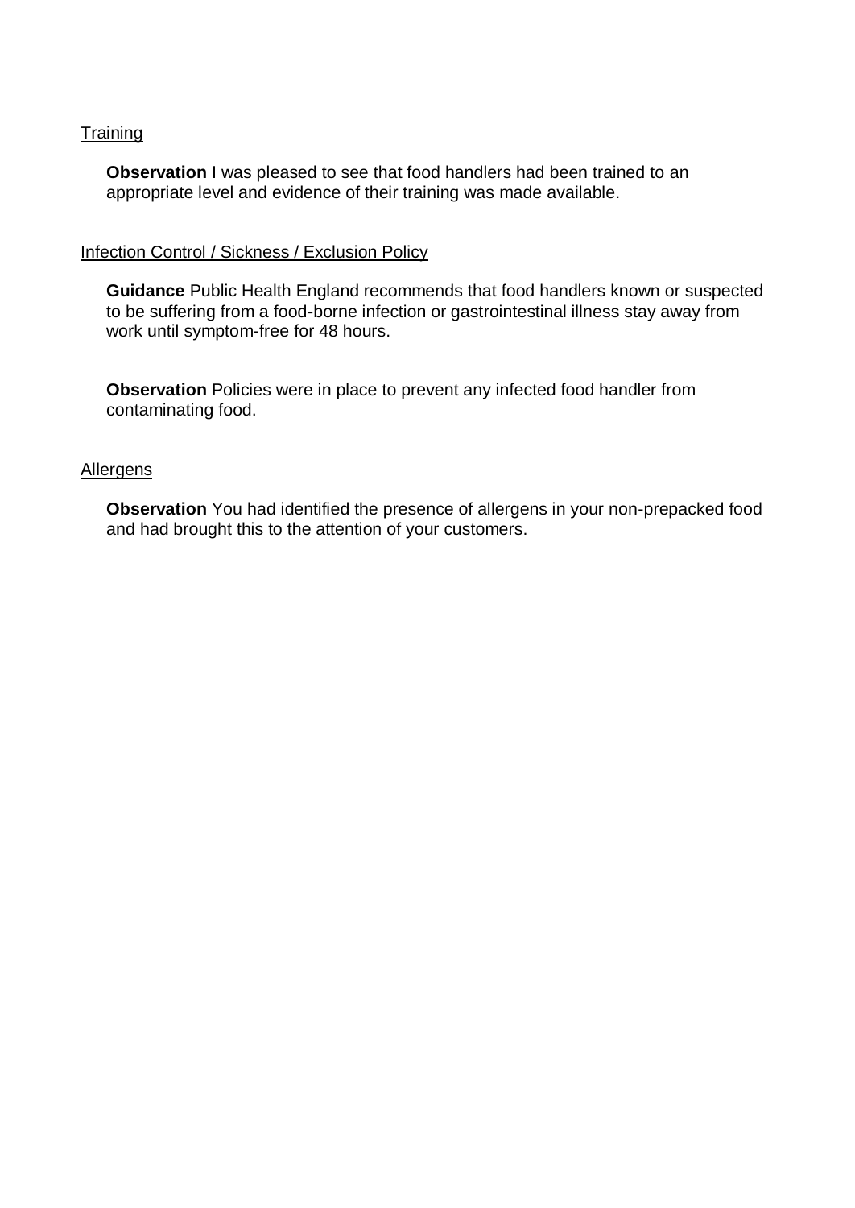<u>Training</u>

**Observation** I was pleased to see that food handlers had been trained to an appropriate level and evidence of their training was made available.

<u>Infection Control / Sickness / Exclusion Policy</u>

**Guidance** Public Health England recommends that food handlers known or suspected to be suffering from a food-borne infection or gastrointestinal illness stay away from work until symptom-free for 48 hours.

**Observation** Policies were in place to prevent any infected food handler from contaminating food.

<u>Allergens</u>

**Observation** You had identified the presence of allergens in your non-prepacked food and had brought this to the attention of your customers.